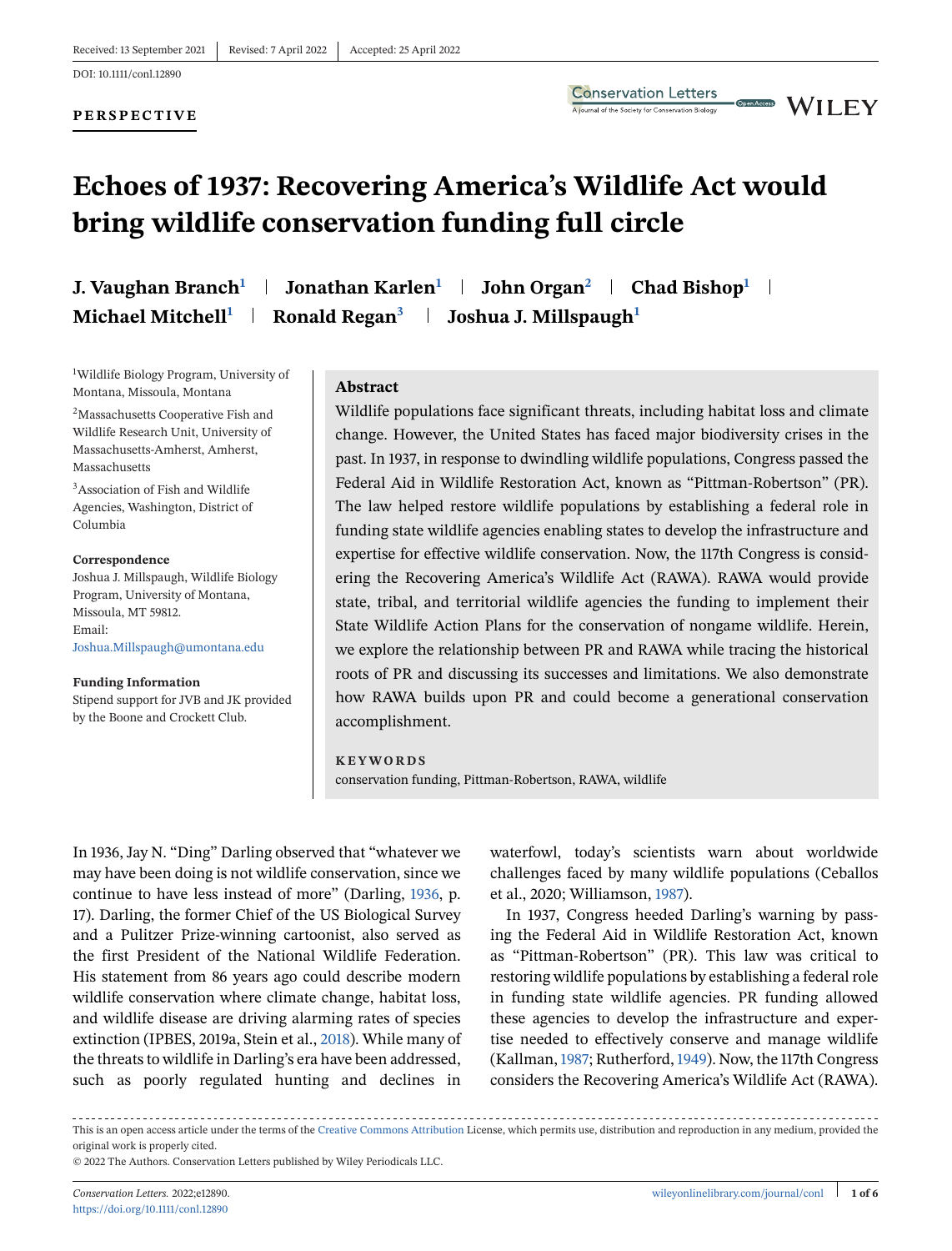Received: 13 September 2021 | Revised: 7 April 2022 | Accepted: 25 April 2022

DOI: 10.1111/conl.12890

**PERSPECTIVE**

# Echoes of 1937: Recovering America's Wildlife Act would bring wildlife conservation funding full circle

**J. Vaughan Branch[1] | Jonathan Karlen[1] | John Organ[2] | Chad Bishop[1] | Michael Mitchell[1] | Ronald Regan[3] | Joshua J. Millspaugh[1]**

[1]Wildlife Biology Program, University of Montana, Missoula, Montana

[2]Massachusetts Cooperative Fish and Wildlife Research Unit, University of Massachusetts-Amherst, Amherst, Massachusetts

[3]Association of Fish and Wildlife Agencies, Washington, District of Columbia

**Correspondence**
Joshua J. Millspaugh, Wildlife Biology Program, University of Montana, Missoula, MT 59812.
Email: Joshua.Millspaugh@umontana.edu

**Funding Information**
Stipend support for JVB and JK provided by the Boone and Crockett Club.

## Abstract

Wildlife populations face significant threats, including habitat loss and climate change. However, the United States has faced major biodiversity crises in the past. In 1937, in response to dwindling wildlife populations, Congress passed the Federal Aid in Wildlife Restoration Act, known as "Pittman-Robertson" (PR). The law helped restore wildlife populations by establishing a federal role in funding state wildlife agencies enabling states to develop the infrastructure and expertise for effective wildlife conservation. Now, the 117th Congress is considering the Recovering America's Wildlife Act (RAWA). RAWA would provide state, tribal, and territorial wildlife agencies the funding to implement their State Wildlife Action Plans for the conservation of nongame wildlife. Herein, we explore the relationship between PR and RAWA while tracing the historical roots of PR and discussing its successes and limitations. We also demonstrate how RAWA builds upon PR and could become a generational conservation accomplishment.

**KEYWORDS**
conservation funding, Pittman-Robertson, RAWA, wildlife

In 1936, Jay N. "Ding" Darling observed that "whatever we may have been doing is not wildlife conservation, since we continue to have less instead of more" (Darling, 1936, p. 17). Darling, the former Chief of the US Biological Survey and a Pulitzer Prize-winning cartoonist, also served as the first President of the National Wildlife Federation. His statement from 86 years ago could describe modern wildlife conservation where climate change, habitat loss, and wildlife disease are driving alarming rates of species extinction (IPBES, 2019a, Stein et al., 2018). While many of the threats to wildlife in Darling's era have been addressed, such as poorly regulated hunting and declines in waterfowl, today's scientists warn about worldwide challenges faced by many wildlife populations (Ceballos et al., 2020; Williamson, 1987).

In 1937, Congress heeded Darling's warning by passing the Federal Aid in Wildlife Restoration Act, known as "Pittman-Robertson" (PR). This law was critical to restoring wildlife populations by establishing a federal role in funding state wildlife agencies. PR funding allowed these agencies to develop the infrastructure and expertise needed to effectively conserve and manage wildlife (Kallman, 1987; Rutherford, 1949). Now, the 117th Congress considers the Recovering America's Wildlife Act (RAWA).

This is an open access article under the terms of the Creative Commons Attribution License, which permits use, distribution and reproduction in any medium, provided the original work is properly cited.
© 2022 The Authors. Conservation Letters published by Wiley Periodicals LLC.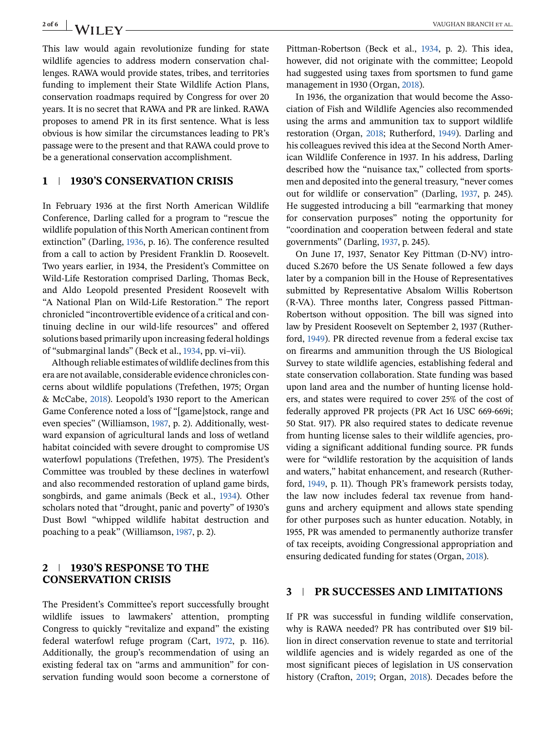This law would again revolutionize funding for state wildlife agencies to address modern conservation challenges. RAWA would provide states, tribes, and territories funding to implement their State Wildlife Action Plans, conservation roadmaps required by Congress for over 20 years. It is no secret that RAWA and PR are linked. RAWA proposes to amend PR in its first sentence. What is less obvious is how similar the circumstances leading to PR's passage were to the present and that RAWA could prove to be a generational conservation accomplishment.

## 1 | 1930'S CONSERVATION CRISIS

In February 1936 at the first North American Wildlife Conference, Darling called for a program to "rescue the wildlife population of this North American continent from extinction" (Darling, 1936, p. 16). The conference resulted from a call to action by President Franklin D. Roosevelt. Two years earlier, in 1934, the President's Committee on Wild-Life Restoration comprised Darling, Thomas Beck, and Aldo Leopold presented President Roosevelt with "A National Plan on Wild-Life Restoration." The report chronicled "incontrovertible evidence of a critical and continuing decline in our wild-life resources" and offered solutions based primarily upon increasing federal holdings of "submarginal lands" (Beck et al., 1934, pp. vi–vii).

Although reliable estimates of wildlife declines from this era are not available, considerable evidence chronicles concerns about wildlife populations (Trefethen, 1975; Organ & McCabe, 2018). Leopold's 1930 report to the American Game Conference noted a loss of "[game]stock, range and even species" (Williamson, 1987, p. 2). Additionally, westward expansion of agricultural lands and loss of wetland habitat coincided with severe drought to compromise US waterfowl populations (Trefethen, 1975). The President's Committee was troubled by these declines in waterfowl and also recommended restoration of upland game birds, songbirds, and game animals (Beck et al., 1934). Other scholars noted that "drought, panic and poverty" of 1930's Dust Bowl "whipped wildlife habitat destruction and poaching to a peak" (Williamson, 1987, p. 2).

## 2 | 1930'S RESPONSE TO THE CONSERVATION CRISIS

The President's Committee's report successfully brought wildlife issues to lawmakers' attention, prompting Congress to quickly "revitalize and expand" the existing federal waterfowl refuge program (Cart, 1972, p. 116). Additionally, the group's recommendation of using an existing federal tax on "arms and ammunition" for conservation funding would soon become a cornerstone of Pittman-Robertson (Beck et al., 1934, p. 2). This idea, however, did not originate with the committee; Leopold had suggested using taxes from sportsmen to fund game management in 1930 (Organ, 2018).

In 1936, the organization that would become the Association of Fish and Wildlife Agencies also recommended using the arms and ammunition tax to support wildlife restoration (Organ, 2018; Rutherford, 1949). Darling and his colleagues revived this idea at the Second North American Wildlife Conference in 1937. In his address, Darling described how the "nuisance tax," collected from sportsmen and deposited into the general treasury, "never comes out for wildlife or conservation" (Darling, 1937, p. 245). He suggested introducing a bill "earmarking that money for conservation purposes" noting the opportunity for "coordination and cooperation between federal and state governments" (Darling, 1937, p. 245).

On June 17, 1937, Senator Key Pittman (D-NV) introduced S.2670 before the US Senate followed a few days later by a companion bill in the House of Representatives submitted by Representative Absalom Willis Robertson (R-VA). Three months later, Congress passed Pittman-Robertson without opposition. The bill was signed into law by President Roosevelt on September 2, 1937 (Rutherford, 1949). PR directed revenue from a federal excise tax on firearms and ammunition through the US Biological Survey to state wildlife agencies, establishing federal and state conservation collaboration. State funding was based upon land area and the number of hunting license holders, and states were required to cover 25% of the cost of federally approved PR projects (PR Act 16 USC 669-669i; 50 Stat. 917). PR also required states to dedicate revenue from hunting license sales to their wildlife agencies, providing a significant additional funding source. PR funds were for "wildlife restoration by the acquisition of lands and waters," habitat enhancement, and research (Rutherford, 1949, p. 11). Though PR's framework persists today, the law now includes federal tax revenue from handguns and archery equipment and allows state spending for other purposes such as hunter education. Notably, in 1955, PR was amended to permanently authorize transfer of tax receipts, avoiding Congressional appropriation and ensuring dedicated funding for states (Organ, 2018).

## 3 | PR SUCCESSES AND LIMITATIONS

If PR was successful in funding wildlife conservation, why is RAWA needed? PR has contributed over $19 billion in direct conservation revenue to state and territorial wildlife agencies and is widely regarded as one of the most significant pieces of legislation in US conservation history (Crafton, 2019; Organ, 2018). Decades before the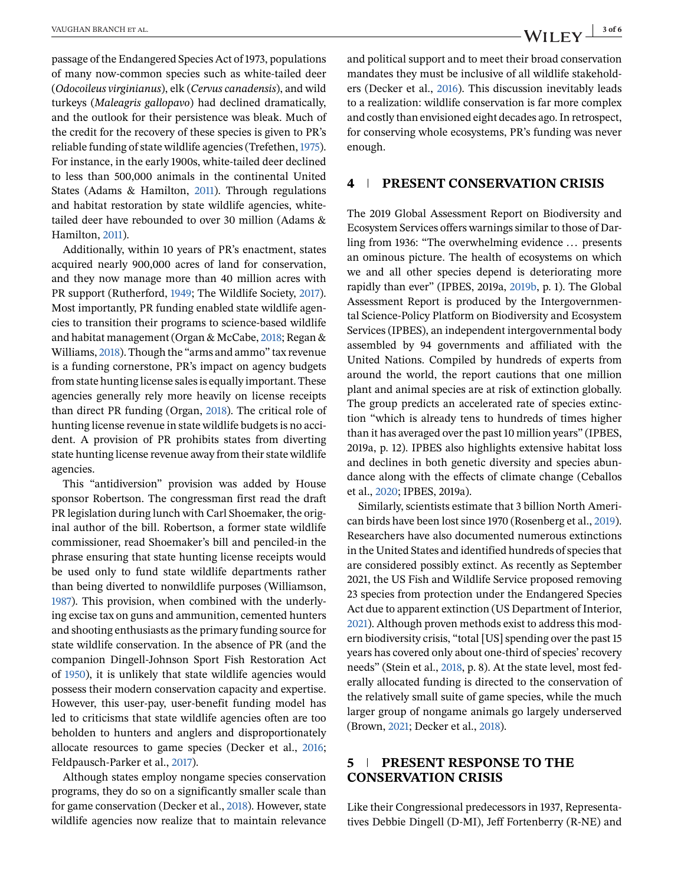passage of the Endangered Species Act of 1973, populations of many now-common species such as white-tailed deer (*Odocoileus virginianus*), elk (*Cervus canadensis*), and wild turkeys (*Maleagris gallopavo*) had declined dramatically, and the outlook for their persistence was bleak. Much of the credit for the recovery of these species is given to PR's reliable funding of state wildlife agencies (Trefethen, 1975). For instance, in the early 1900s, white-tailed deer declined to less than 500,000 animals in the continental United States (Adams & Hamilton, 2011). Through regulations and habitat restoration by state wildlife agencies, white-tailed deer have rebounded to over 30 million (Adams & Hamilton, 2011).

Additionally, within 10 years of PR's enactment, states acquired nearly 900,000 acres of land for conservation, and they now manage more than 40 million acres with PR support (Rutherford, 1949; The Wildlife Society, 2017). Most importantly, PR funding enabled state wildlife agencies to transition their programs to science-based wildlife and habitat management (Organ & McCabe, 2018; Regan & Williams, 2018). Though the "arms and ammo" tax revenue is a funding cornerstone, PR's impact on agency budgets from state hunting license sales is equally important. These agencies generally rely more heavily on license receipts than direct PR funding (Organ, 2018). The critical role of hunting license revenue in state wildlife budgets is no accident. A provision of PR prohibits states from diverting state hunting license revenue away from their state wildlife agencies.

This "antidiversion" provision was added by House sponsor Robertson. The congressman first read the draft PR legislation during lunch with Carl Shoemaker, the original author of the bill. Robertson, a former state wildlife commissioner, read Shoemaker's bill and penciled-in the phrase ensuring that state hunting license receipts would be used only to fund state wildlife departments rather than being diverted to nonwildlife purposes (Williamson, 1987). This provision, when combined with the underlying excise tax on guns and ammunition, cemented hunters and shooting enthusiasts as the primary funding source for state wildlife conservation. In the absence of PR (and the companion Dingell-Johnson Sport Fish Restoration Act of 1950), it is unlikely that state wildlife agencies would possess their modern conservation capacity and expertise. However, this user-pay, user-benefit funding model has led to criticisms that state wildlife agencies often are too beholden to hunters and anglers and disproportionately allocate resources to game species (Decker et al., 2016; Feldpausch-Parker et al., 2017).

Although states employ nongame species conservation programs, they do so on a significantly smaller scale than for game conservation (Decker et al., 2018). However, state wildlife agencies now realize that to maintain relevance and political support and to meet their broad conservation mandates they must be inclusive of all wildlife stakeholders (Decker et al., 2016). This discussion inevitably leads to a realization: wildlife conservation is far more complex and costly than envisioned eight decades ago. In retrospect, for conserving whole ecosystems, PR's funding was never enough.

## 4 | PRESENT CONSERVATION CRISIS

The 2019 Global Assessment Report on Biodiversity and Ecosystem Services offers warnings similar to those of Darling from 1936: "The overwhelming evidence … presents an ominous picture. The health of ecosystems on which we and all other species depend is deteriorating more rapidly than ever" (IPBES, 2019a, 2019b, p. 1). The Global Assessment Report is produced by the Intergovernmental Science-Policy Platform on Biodiversity and Ecosystem Services (IPBES), an independent intergovernmental body assembled by 94 governments and affiliated with the United Nations. Compiled by hundreds of experts from around the world, the report cautions that one million plant and animal species are at risk of extinction globally. The group predicts an accelerated rate of species extinction "which is already tens to hundreds of times higher than it has averaged over the past 10 million years" (IPBES, 2019a, p. 12). IPBES also highlights extensive habitat loss and declines in both genetic diversity and species abundance along with the effects of climate change (Ceballos et al., 2020; IPBES, 2019a).

Similarly, scientists estimate that 3 billion North American birds have been lost since 1970 (Rosenberg et al., 2019). Researchers have also documented numerous extinctions in the United States and identified hundreds of species that are considered possibly extinct. As recently as September 2021, the US Fish and Wildlife Service proposed removing 23 species from protection under the Endangered Species Act due to apparent extinction (US Department of Interior, 2021). Although proven methods exist to address this modern biodiversity crisis, "total [US] spending over the past 15 years has covered only about one-third of species' recovery needs" (Stein et al., 2018, p. 8). At the state level, most federally allocated funding is directed to the conservation of the relatively small suite of game species, while the much larger group of nongame animals go largely underserved (Brown, 2021; Decker et al., 2018).

## 5 | PRESENT RESPONSE TO THE CONSERVATION CRISIS

Like their Congressional predecessors in 1937, Representatives Debbie Dingell (D-MI), Jeff Fortenberry (R-NE) and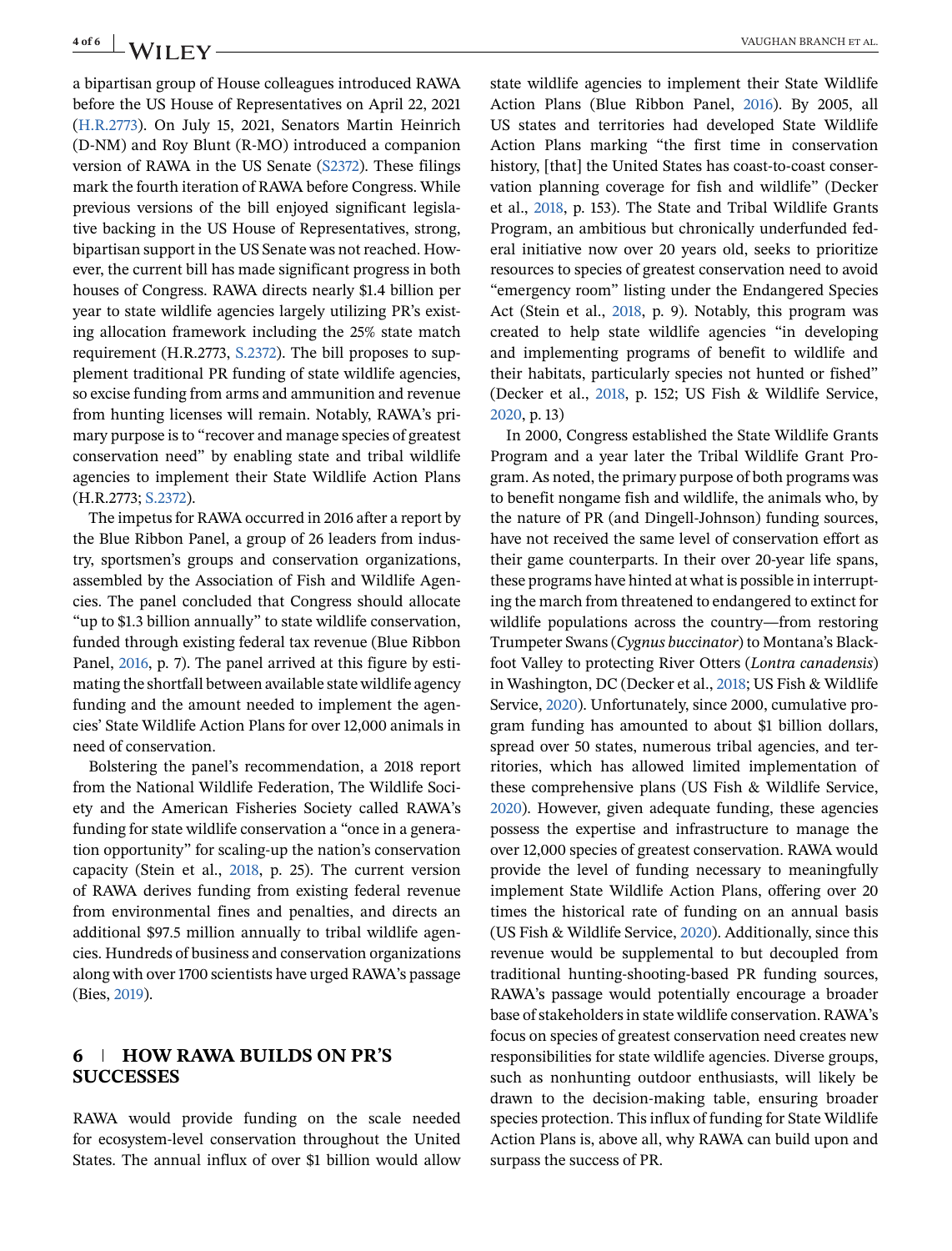a bipartisan group of House colleagues introduced RAWA before the US House of Representatives on April 22, 2021 (H.R.2773). On July 15, 2021, Senators Martin Heinrich (D-NM) and Roy Blunt (R-MO) introduced a companion version of RAWA in the US Senate (S2372). These filings mark the fourth iteration of RAWA before Congress. While previous versions of the bill enjoyed significant legislative backing in the US House of Representatives, strong, bipartisan support in the US Senate was not reached. However, the current bill has made significant progress in both houses of Congress. RAWA directs nearly $1.4 billion per year to state wildlife agencies largely utilizing PR's existing allocation framework including the 25% state match requirement (H.R.2773, S.2372). The bill proposes to supplement traditional PR funding of state wildlife agencies, so excise funding from arms and ammunition and revenue from hunting licenses will remain. Notably, RAWA's primary purpose is to "recover and manage species of greatest conservation need" by enabling state and tribal wildlife agencies to implement their State Wildlife Action Plans (H.R.2773; S.2372).

The impetus for RAWA occurred in 2016 after a report by the Blue Ribbon Panel, a group of 26 leaders from industry, sportsmen's groups and conservation organizations, assembled by the Association of Fish and Wildlife Agencies. The panel concluded that Congress should allocate "up to $1.3 billion annually" to state wildlife conservation, funded through existing federal tax revenue (Blue Ribbon Panel, 2016, p. 7). The panel arrived at this figure by estimating the shortfall between available state wildlife agency funding and the amount needed to implement the agencies' State Wildlife Action Plans for over 12,000 animals in need of conservation.

Bolstering the panel's recommendation, a 2018 report from the National Wildlife Federation, The Wildlife Society and the American Fisheries Society called RAWA's funding for state wildlife conservation a "once in a generation opportunity" for scaling-up the nation's conservation capacity (Stein et al., 2018, p. 25). The current version of RAWA derives funding from existing federal revenue from environmental fines and penalties, and directs an additional $97.5 million annually to tribal wildlife agencies. Hundreds of business and conservation organizations along with over 1700 scientists have urged RAWA's passage (Bies, 2019).

## 6 | HOW RAWA BUILDS ON PR'S SUCCESSES

RAWA would provide funding on the scale needed for ecosystem-level conservation throughout the United States. The annual influx of over $1 billion would allow state wildlife agencies to implement their State Wildlife Action Plans (Blue Ribbon Panel, 2016). By 2005, all US states and territories had developed State Wildlife Action Plans marking "the first time in conservation history, [that] the United States has coast-to-coast conservation planning coverage for fish and wildlife" (Decker et al., 2018, p. 153). The State and Tribal Wildlife Grants Program, an ambitious but chronically underfunded federal initiative now over 20 years old, seeks to prioritize resources to species of greatest conservation need to avoid "emergency room" listing under the Endangered Species Act (Stein et al., 2018, p. 9). Notably, this program was created to help state wildlife agencies "in developing and implementing programs of benefit to wildlife and their habitats, particularly species not hunted or fished" (Decker et al., 2018, p. 152; US Fish & Wildlife Service, 2020, p. 13)

In 2000, Congress established the State Wildlife Grants Program and a year later the Tribal Wildlife Grant Program. As noted, the primary purpose of both programs was to benefit nongame fish and wildlife, the animals who, by the nature of PR (and Dingell-Johnson) funding sources, have not received the same level of conservation effort as their game counterparts. In their over 20-year life spans, these programs have hinted at what is possible in interrupting the march from threatened to endangered to extinct for wildlife populations across the country—from restoring Trumpeter Swans (*Cygnus buccinator*) to Montana's Blackfoot Valley to protecting River Otters (*Lontra canadensis*) in Washington, DC (Decker et al., 2018; US Fish & Wildlife Service, 2020). Unfortunately, since 2000, cumulative program funding has amounted to about $1 billion dollars, spread over 50 states, numerous tribal agencies, and territories, which has allowed limited implementation of these comprehensive plans (US Fish & Wildlife Service, 2020). However, given adequate funding, these agencies possess the expertise and infrastructure to manage the over 12,000 species of greatest conservation. RAWA would provide the level of funding necessary to meaningfully implement State Wildlife Action Plans, offering over 20 times the historical rate of funding on an annual basis (US Fish & Wildlife Service, 2020). Additionally, since this revenue would be supplemental to but decoupled from traditional hunting-shooting-based PR funding sources, RAWA's passage would potentially encourage a broader base of stakeholders in state wildlife conservation. RAWA's focus on species of greatest conservation need creates new responsibilities for state wildlife agencies. Diverse groups, such as nonhunting outdoor enthusiasts, will likely be drawn to the decision-making table, ensuring broader species protection. This influx of funding for State Wildlife Action Plans is, above all, why RAWA can build upon and surpass the success of PR.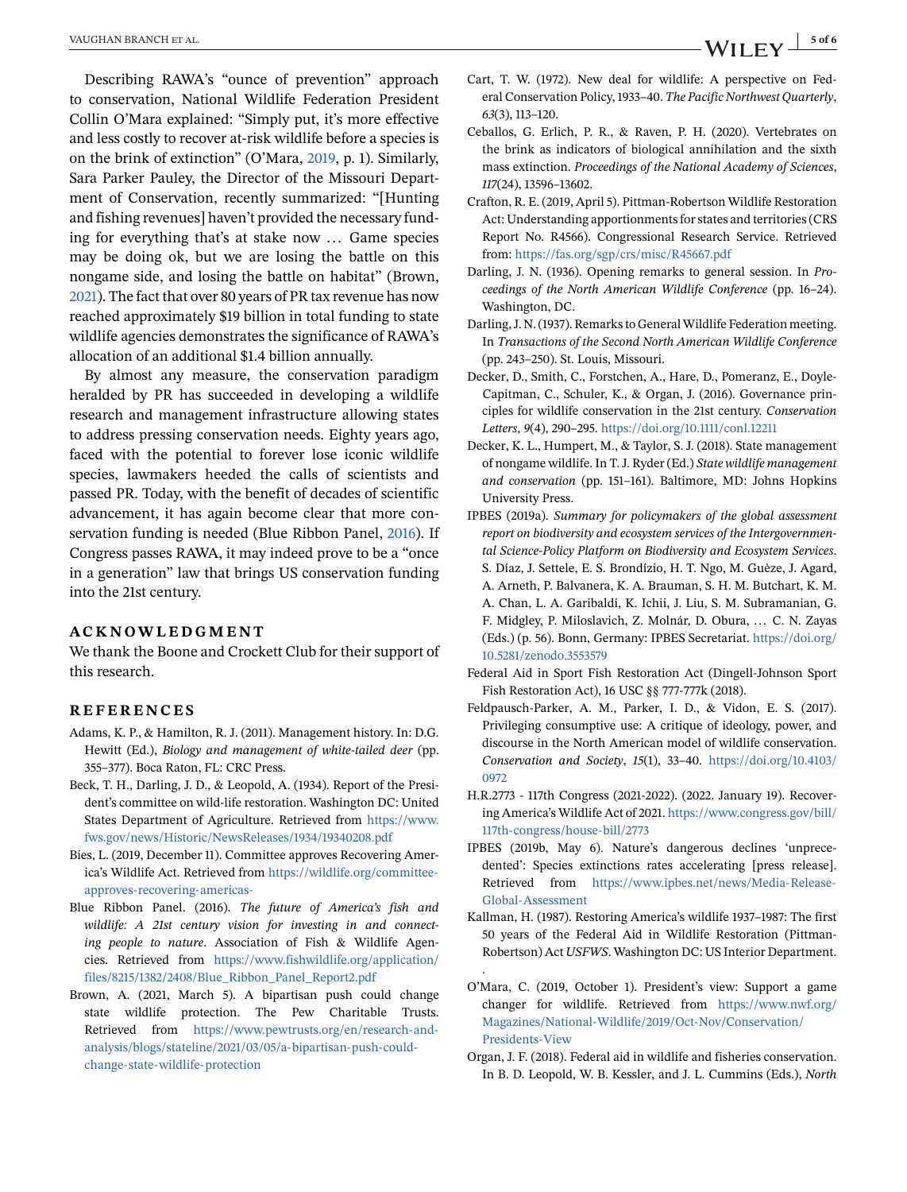Describing RAWA's "ounce of prevention" approach to conservation, National Wildlife Federation President Collin O'Mara explained: "Simply put, it's more effective and less costly to recover at-risk wildlife before a species is on the brink of extinction" (O'Mara, 2019, p. 1). Similarly, Sara Parker Pauley, the Director of the Missouri Department of Conservation, recently summarized: "[Hunting and fishing revenues] haven't provided the necessary funding for everything that's at stake now … Game species may be doing ok, but we are losing the battle on this nongame side, and losing the battle on habitat" (Brown, 2021). The fact that over 80 years of PR tax revenue has now reached approximately $19 billion in total funding to state wildlife agencies demonstrates the significance of RAWA's allocation of an additional $1.4 billion annually.

By almost any measure, the conservation paradigm heralded by PR has succeeded in developing a wildlife research and management infrastructure allowing states to address pressing conservation needs. Eighty years ago, faced with the potential to forever lose iconic wildlife species, lawmakers heeded the calls of scientists and passed PR. Today, with the benefit of decades of scientific advancement, it has again become clear that more conservation funding is needed (Blue Ribbon Panel, 2016). If Congress passes RAWA, it may indeed prove to be a "once in a generation" law that brings US conservation funding into the 21st century.

## ACKNOWLEDGMENT

We thank the Boone and Crockett Club for their support of this research.

## REFERENCES

Adams, K. P., & Hamilton, R. J. (2011). Management history. In: D.G. Hewitt (Ed.), *Biology and management of white-tailed deer* (pp. 355–377). Boca Raton, FL: CRC Press.

Beck, T. H., Darling, J. D., & Leopold, A. (1934). Report of the President's committee on wild-life restoration. Washington DC: United States Department of Agriculture. Retrieved from https://www.fws.gov/news/Historic/NewsReleases/1934/19340208.pdf

Bies, L. (2019, December 11). Committee approves Recovering America's Wildlife Act. Retrieved from https://wildlife.org/committee-approves-recovering-americas-

Blue Ribbon Panel. (2016). *The future of America's fish and wildlife: A 21st century vision for investing in and connecting people to nature*. Association of Fish & Wildlife Agencies. Retrieved from https://www.fishwildlife.org/application/files/8215/1382/2408/Blue_Ribbon_Panel_Report2.pdf

Brown, A. (2021, March 5). A bipartisan push could change state wildlife protection. The Pew Charitable Trusts. Retrieved from https://www.pewtrusts.org/en/research-and-analysis/blogs/stateline/2021/03/05/a-bipartisan-push-could-change-state-wildlife-protection

Cart, T. W. (1972). New deal for wildlife: A perspective on Federal Conservation Policy, 1933–40. *The Pacific Northwest Quarterly*, *63*(3), 113–120.

Ceballos, G. Erlich, P. R., & Raven, P. H. (2020). Vertebrates on the brink as indicators of biological annihilation and the sixth mass extinction. *Proceedings of the National Academy of Sciences*, *117*(24), 13596–13602.

Crafton, R. E. (2019, April 5). Pittman-Robertson Wildlife Restoration Act: Understanding apportionments for states and territories (CRS Report No. R4566). Congressional Research Service. Retrieved from: https://fas.org/sgp/crs/misc/R45667.pdf

Darling, J. N. (1936). Opening remarks to general session. In *Proceedings of the North American Wildlife Conference* (pp. 16–24). Washington, DC.

Darling, J. N. (1937). Remarks to General Wildlife Federation meeting. In *Transactions of the Second North American Wildlife Conference* (pp. 243–250). St. Louis, Missouri.

Decker, D., Smith, C., Forstchen, A., Hare, D., Pomeranz, E., Doyle-Capitman, C., Schuler, K., & Organ, J. (2016). Governance principles for wildlife conservation in the 21st century. *Conservation Letters*, *9*(4), 290–295. https://doi.org/10.1111/conl.12211

Decker, K. L., Humpert, M., & Taylor, S. J. (2018). State management of nongame wildlife. In T. J. Ryder (Ed.) *State wildlife management and conservation* (pp. 151–161). Baltimore, MD: Johns Hopkins University Press.

IPBES (2019a). *Summary for policymakers of the global assessment report on biodiversity and ecosystem services of the Intergovernmental Science-Policy Platform on Biodiversity and Ecosystem Services*. S. Díaz, J. Settele, E. S. Brondízio, H. T. Ngo, M. Guèze, J. Agard, A. Arneth, P. Balvanera, K. A. Brauman, S. H. M. Butchart, K. M. A. Chan, L. A. Garibaldi, K. Ichii, J. Liu, S. M. Subramanian, G. F. Midgley, P. Miloslavich, Z. Molnár, D. Obura, … C. N. Zayas (Eds.) (p. 56). Bonn, Germany: IPBES Secretariat. https://doi.org/10.5281/zenodo.3553579

Federal Aid in Sport Fish Restoration Act (Dingell-Johnson Sport Fish Restoration Act), 16 USC §§ 777-777k (2018).

Feldpausch-Parker, A. M., Parker, I. D., & Vidon, E. S. (2017). Privileging consumptive use: A critique of ideology, power, and discourse in the North American model of wildlife conservation. *Conservation and Society*, *15*(1), 33–40. https://doi.org/10.4103/0972

H.R.2773 - 117th Congress (2021-2022). (2022. January 19). Recovering America's Wildlife Act of 2021. https://www.congress.gov/bill/117th-congress/house-bill/2773

IPBES (2019b, May 6). Nature's dangerous declines 'unprecedented': Species extinctions rates accelerating [press release]. Retrieved from https://www.ipbes.net/news/Media-Release-Global-Assessment

Kallman, H. (1987). Restoring America's wildlife 1937–1987: The first 50 years of the Federal Aid in Wildlife Restoration (Pittman-Robertson) Act *USFWS*. Washington DC: US Interior Department.

.

O'Mara, C. (2019, October 1). President's view: Support a game changer for wildlife. Retrieved from https://www.nwf.org/Magazines/National-Wildlife/2019/Oct-Nov/Conservation/Presidents-View

Organ, J. F. (2018). Federal aid in wildlife and fisheries conservation. In B. D. Leopold, W. B. Kessler, and J. L. Cummins (Eds.), *North*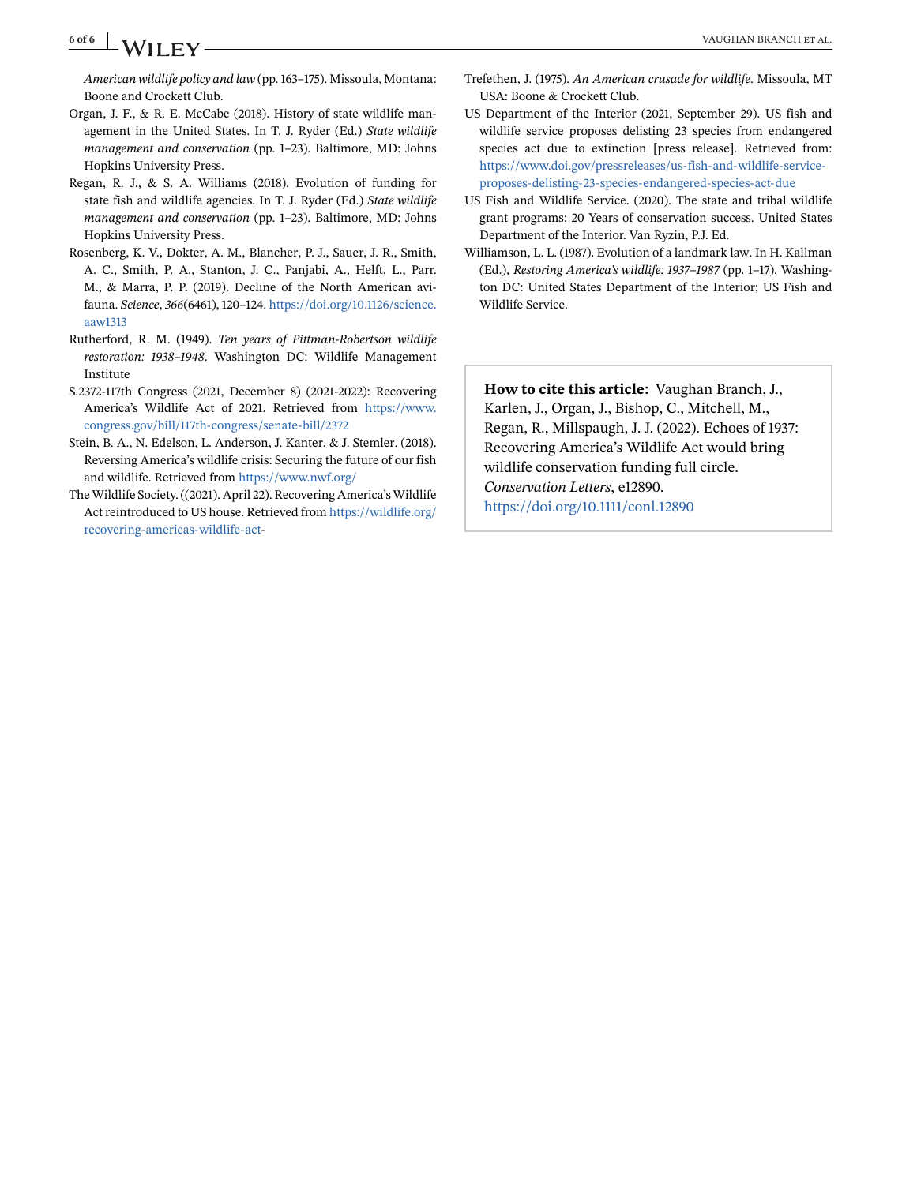*American wildlife policy and law* (pp. 163–175). Missoula, Montana: Boone and Crockett Club.

Organ, J. F., & R. E. McCabe (2018). History of state wildlife management in the United States. In T. J. Ryder (Ed.) *State wildlife management and conservation* (pp. 1–23). Baltimore, MD: Johns Hopkins University Press.

Regan, R. J., & S. A. Williams (2018). Evolution of funding for state fish and wildlife agencies. In T. J. Ryder (Ed.) *State wildlife management and conservation* (pp. 1–23). Baltimore, MD: Johns Hopkins University Press.

Rosenberg, K. V., Dokter, A. M., Blancher, P. J., Sauer, J. R., Smith, A. C., Smith, P. A., Stanton, J. C., Panjabi, A., Helft, L., Parr. M., & Marra, P. P. (2019). Decline of the North American avifauna. *Science*, *366*(6461), 120–124. https://doi.org/10.1126/science.aaw1313

Rutherford, R. M. (1949). *Ten years of Pittman-Robertson wildlife restoration: 1938–1948*. Washington DC: Wildlife Management Institute

S.2372-117th Congress (2021, December 8) (2021-2022): Recovering America's Wildlife Act of 2021. Retrieved from https://www.congress.gov/bill/117th-congress/senate-bill/2372

Stein, B. A., N. Edelson, L. Anderson, J. Kanter, & J. Stemler. (2018). Reversing America's wildlife crisis: Securing the future of our fish and wildlife. Retrieved from https://www.nwf.org/

The Wildlife Society. ((2021). April 22). Recovering America's Wildlife Act reintroduced to US house. Retrieved from https://wildlife.org/recovering-americas-wildlife-act-

Trefethen, J. (1975). *An American crusade for wildlife*. Missoula, MT USA: Boone & Crockett Club.

US Department of the Interior (2021, September 29). US fish and wildlife service proposes delisting 23 species from endangered species act due to extinction [press release]. Retrieved from: https://www.doi.gov/pressreleases/us-fish-and-wildlife-service-proposes-delisting-23-species-endangered-species-act-due

US Fish and Wildlife Service. (2020). The state and tribal wildlife grant programs: 20 Years of conservation success. United States Department of the Interior. Van Ryzin, P.J. Ed.

Williamson, L. L. (1987). Evolution of a landmark law. In H. Kallman (Ed.), *Restoring America's wildlife: 1937–1987* (pp. 1–17). Washington DC: United States Department of the Interior; US Fish and Wildlife Service.

**How to cite this article:** Vaughan Branch, J., Karlen, J., Organ, J., Bishop, C., Mitchell, M., Regan, R., Millspaugh, J. J. (2022). Echoes of 1937: Recovering America's Wildlife Act would bring wildlife conservation funding full circle. *Conservation Letters*, e12890. https://doi.org/10.1111/conl.12890